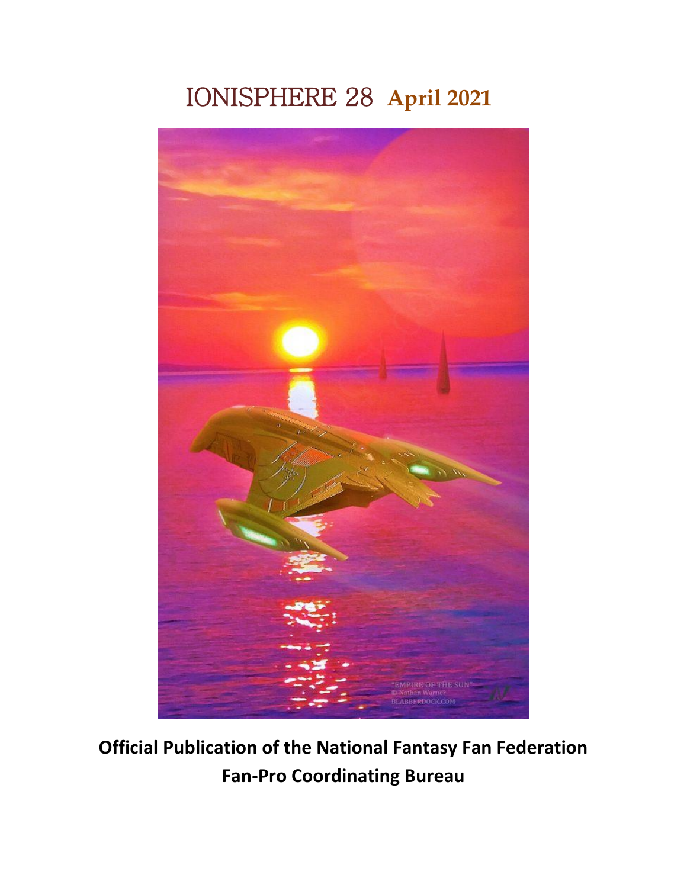# IONISPHERE 28 **April 2021**

**Official Publication of the National Fantasy Fan Federation**
**Fan-Pro Coordinating Bureau**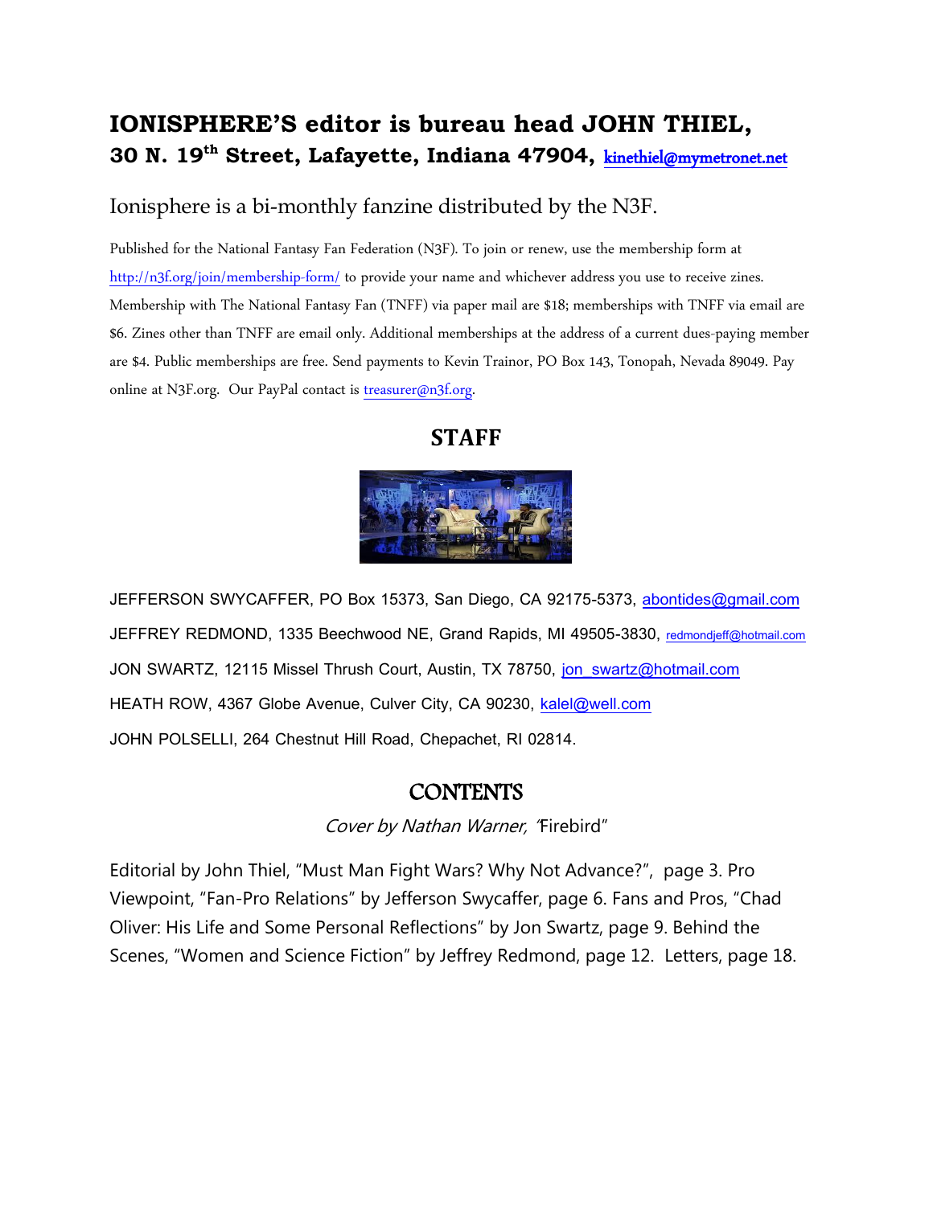# IONISPHERE'S editor is bureau head JOHN THIEL,
**30 N. 19th Street, Lafayette, Indiana 47904,** kinethiel@mymetronet.net

Ionisphere is a bi-monthly fanzine distributed by the N3F.

Published for the National Fantasy Fan Federation (N3F). To join or renew, use the membership form at http://n3f.org/join/membership-form/ to provide your name and whichever address you use to receive zines. Membership with The National Fantasy Fan (TNFF) via paper mail are $18; memberships with TNFF via email are $6. Zines other than TNFF are email only. Additional memberships at the address of a current dues-paying member are $4. Public memberships are free. Send payments to Kevin Trainor, PO Box 143, Tonopah, Nevada 89049. Pay online at N3F.org. Our PayPal contact is treasurer@n3f.org.

## STAFF

JEFFERSON SWYCAFFER, PO Box 15373, San Diego, CA 92175-5373, abontides@gmail.com

JEFFREY REDMOND, 1335 Beechwood NE, Grand Rapids, MI 49505-3830, redmondjeff@hotmail.com

JON SWARTZ, 12115 Missel Thrush Court, Austin, TX 78750, jon_swartz@hotmail.com

HEATH ROW, 4367 Globe Avenue, Culver City, CA 90230, kalel@well.com

JOHN POLSELLI, 264 Chestnut Hill Road, Chepachet, RI 02814.

## CONTENTS

*Cover by Nathan Warner, "*Firebird"

Editorial by John Thiel, "Must Man Fight Wars? Why Not Advance?", page 3. Pro Viewpoint, "Fan-Pro Relations" by Jefferson Swycaffer, page 6. Fans and Pros, "Chad Oliver: His Life and Some Personal Reflections" by Jon Swartz, page 9. Behind the Scenes, "Women and Science Fiction" by Jeffrey Redmond, page 12. Letters, page 18.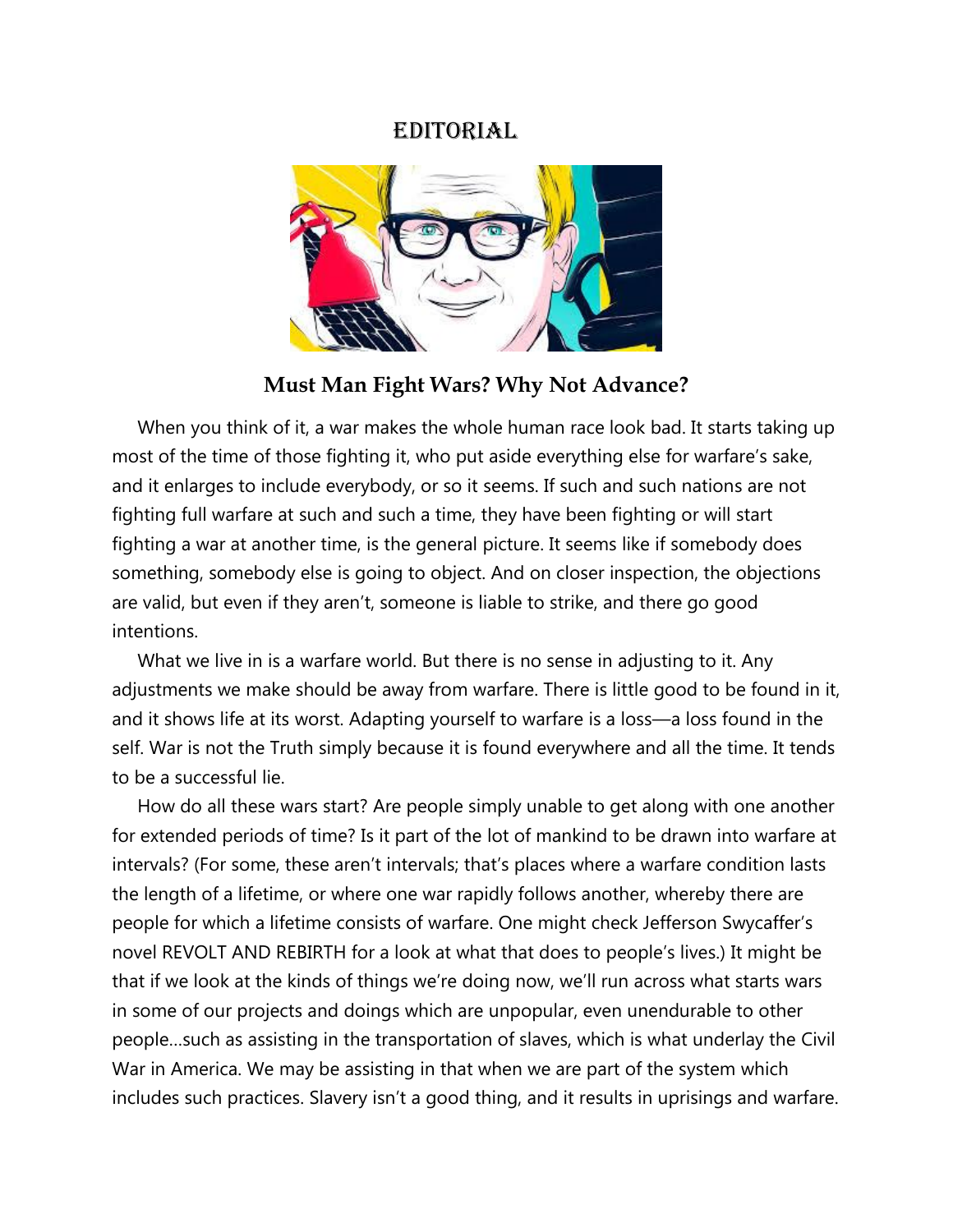# EDITORIAL

## Must Man Fight Wars? Why Not Advance?

When you think of it, a war makes the whole human race look bad. It starts taking up most of the time of those fighting it, who put aside everything else for warfare's sake, and it enlarges to include everybody, or so it seems. If such and such nations are not fighting full warfare at such and such a time, they have been fighting or will start fighting a war at another time, is the general picture. It seems like if somebody does something, somebody else is going to object. And on closer inspection, the objections are valid, but even if they aren't, someone is liable to strike, and there go good intentions.

What we live in is a warfare world. But there is no sense in adjusting to it. Any adjustments we make should be away from warfare. There is little good to be found in it, and it shows life at its worst. Adapting yourself to warfare is a loss—a loss found in the self. War is not the Truth simply because it is found everywhere and all the time. It tends to be a successful lie.

How do all these wars start? Are people simply unable to get along with one another for extended periods of time? Is it part of the lot of mankind to be drawn into warfare at intervals? (For some, these aren't intervals; that's places where a warfare condition lasts the length of a lifetime, or where one war rapidly follows another, whereby there are people for which a lifetime consists of warfare. One might check Jefferson Swycaffer's novel REVOLT AND REBIRTH for a look at what that does to people's lives.) It might be that if we look at the kinds of things we're doing now, we'll run across what starts wars in some of our projects and doings which are unpopular, even unendurable to other people…such as assisting in the transportation of slaves, which is what underlay the Civil War in America. We may be assisting in that when we are part of the system which includes such practices. Slavery isn't a good thing, and it results in uprisings and warfare.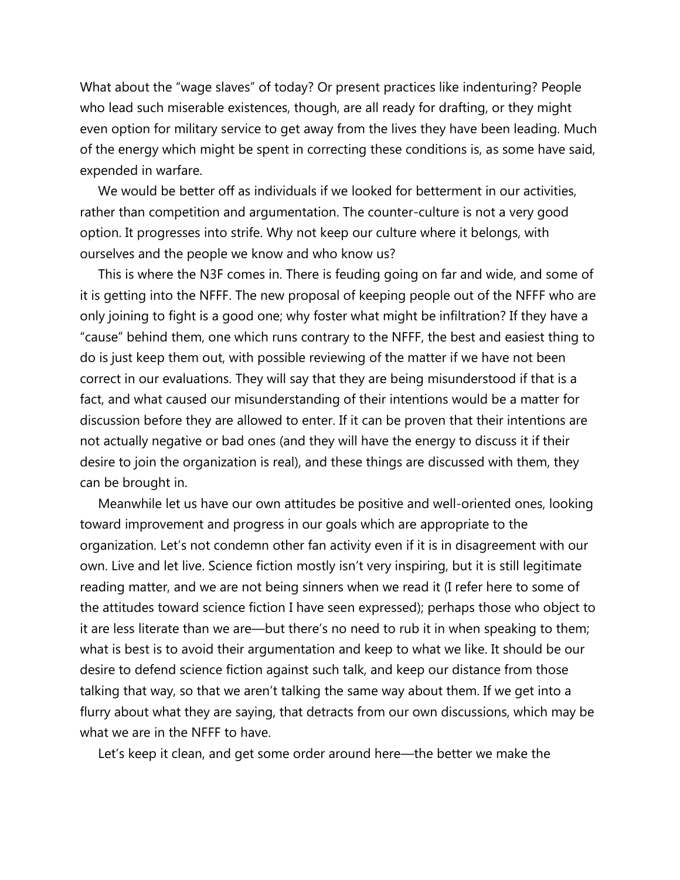What about the "wage slaves" of today? Or present practices like indenturing? People who lead such miserable existences, though, are all ready for drafting, or they might even option for military service to get away from the lives they have been leading. Much of the energy which might be spent in correcting these conditions is, as some have said, expended in warfare.

We would be better off as individuals if we looked for betterment in our activities, rather than competition and argumentation. The counter-culture is not a very good option. It progresses into strife. Why not keep our culture where it belongs, with ourselves and the people we know and who know us?

This is where the N3F comes in. There is feuding going on far and wide, and some of it is getting into the NFFF. The new proposal of keeping people out of the NFFF who are only joining to fight is a good one; why foster what might be infiltration? If they have a "cause" behind them, one which runs contrary to the NFFF, the best and easiest thing to do is just keep them out, with possible reviewing of the matter if we have not been correct in our evaluations. They will say that they are being misunderstood if that is a fact, and what caused our misunderstanding of their intentions would be a matter for discussion before they are allowed to enter. If it can be proven that their intentions are not actually negative or bad ones (and they will have the energy to discuss it if their desire to join the organization is real), and these things are discussed with them, they can be brought in.

Meanwhile let us have our own attitudes be positive and well-oriented ones, looking toward improvement and progress in our goals which are appropriate to the organization. Let's not condemn other fan activity even if it is in disagreement with our own. Live and let live. Science fiction mostly isn't very inspiring, but it is still legitimate reading matter, and we are not being sinners when we read it (I refer here to some of the attitudes toward science fiction I have seen expressed); perhaps those who object to it are less literate than we are—but there's no need to rub it in when speaking to them; what is best is to avoid their argumentation and keep to what we like. It should be our desire to defend science fiction against such talk, and keep our distance from those talking that way, so that we aren't talking the same way about them. If we get into a flurry about what they are saying, that detracts from our own discussions, which may be what we are in the NFFF to have.

Let's keep it clean, and get some order around here—the better we make the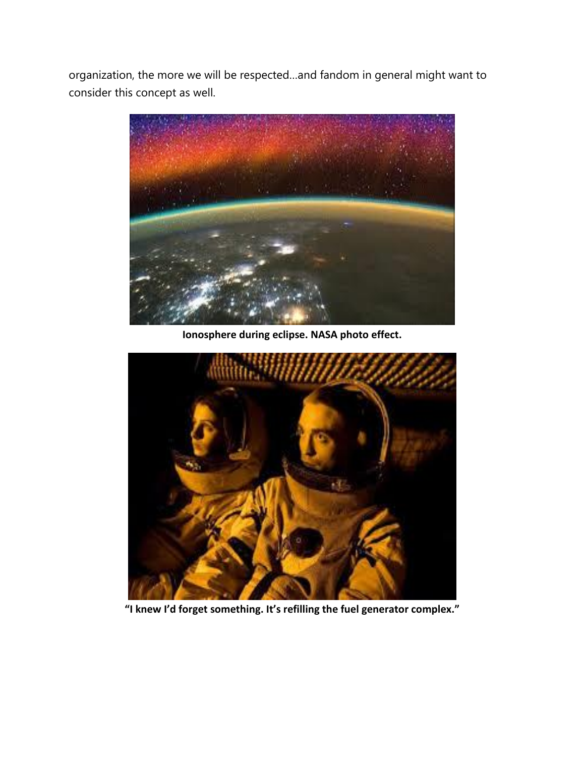organization, the more we will be respected…and fandom in general might want to consider this concept as well.

**Ionosphere during eclipse. NASA photo effect.**

**“I knew I’d forget something. It’s refilling the fuel generator complex.”**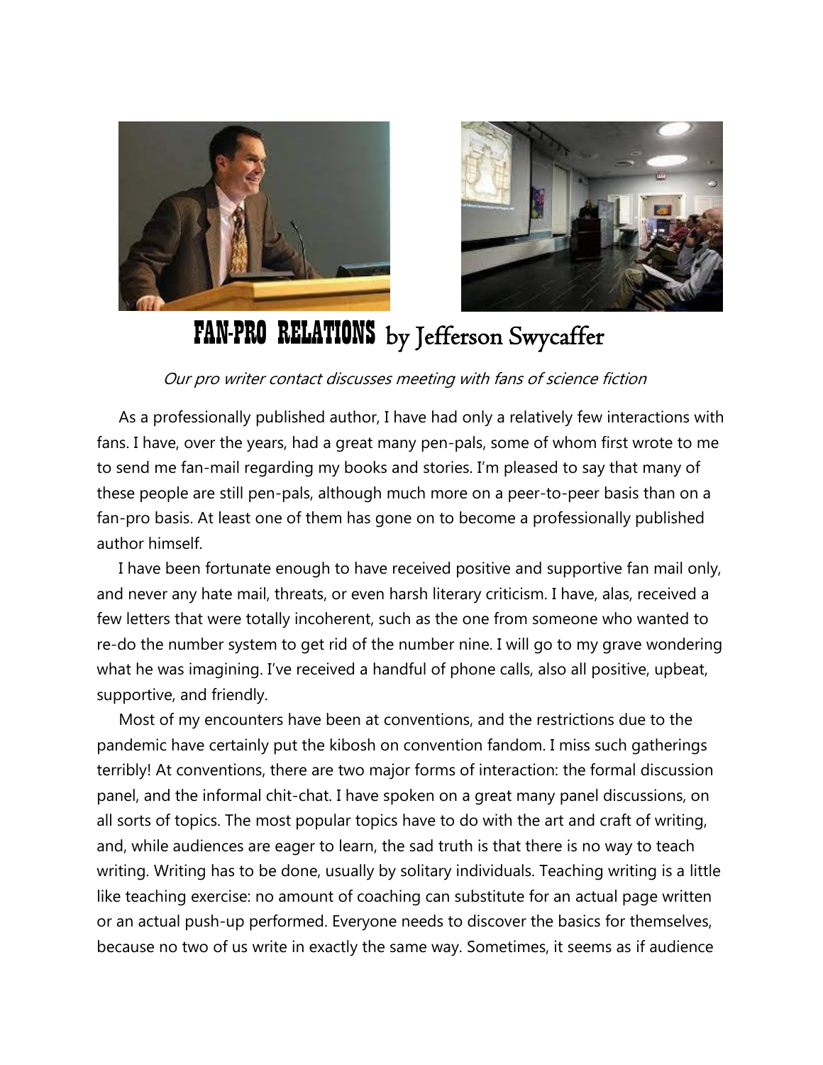# FAN-PRO RELATIONS by Jefferson Swycaffer

*Our pro writer contact discusses meeting with fans of science fiction*

As a professionally published author, I have had only a relatively few interactions with fans. I have, over the years, had a great many pen-pals, some of whom first wrote to me to send me fan-mail regarding my books and stories. I'm pleased to say that many of these people are still pen-pals, although much more on a peer-to-peer basis than on a fan-pro basis. At least one of them has gone on to become a professionally published author himself.

I have been fortunate enough to have received positive and supportive fan mail only, and never any hate mail, threats, or even harsh literary criticism. I have, alas, received a few letters that were totally incoherent, such as the one from someone who wanted to re-do the number system to get rid of the number nine. I will go to my grave wondering what he was imagining. I've received a handful of phone calls, also all positive, upbeat, supportive, and friendly.

Most of my encounters have been at conventions, and the restrictions due to the pandemic have certainly put the kibosh on convention fandom. I miss such gatherings terribly! At conventions, there are two major forms of interaction: the formal discussion panel, and the informal chit-chat. I have spoken on a great many panel discussions, on all sorts of topics. The most popular topics have to do with the art and craft of writing, and, while audiences are eager to learn, the sad truth is that there is no way to teach writing. Writing has to be done, usually by solitary individuals. Teaching writing is a little like teaching exercise: no amount of coaching can substitute for an actual page written or an actual push-up performed. Everyone needs to discover the basics for themselves, because no two of us write in exactly the same way. Sometimes, it seems as if audience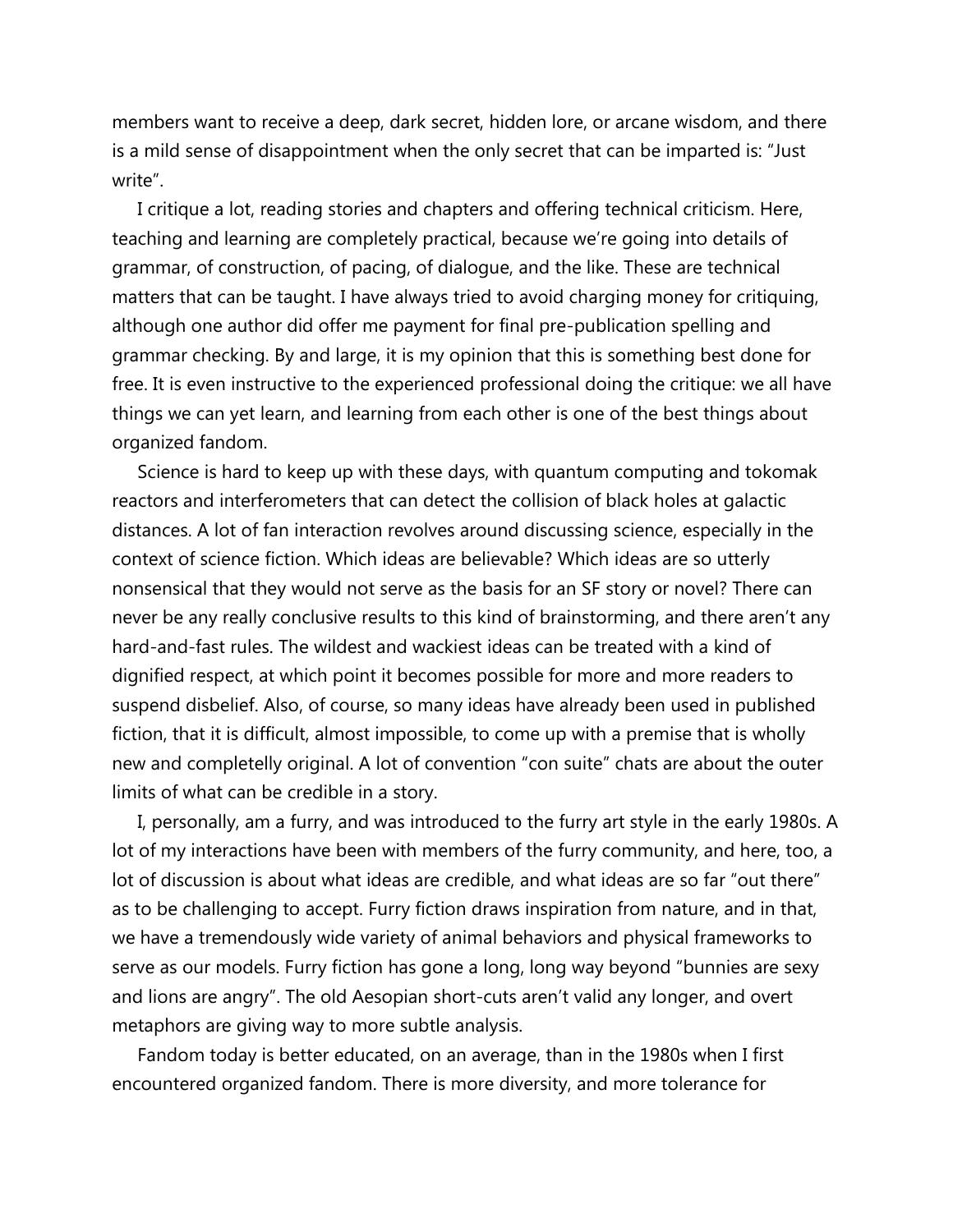members want to receive a deep, dark secret, hidden lore, or arcane wisdom, and there is a mild sense of disappointment when the only secret that can be imparted is: "Just write".

I critique a lot, reading stories and chapters and offering technical criticism. Here, teaching and learning are completely practical, because we're going into details of grammar, of construction, of pacing, of dialogue, and the like. These are technical matters that can be taught. I have always tried to avoid charging money for critiquing, although one author did offer me payment for final pre-publication spelling and grammar checking. By and large, it is my opinion that this is something best done for free. It is even instructive to the experienced professional doing the critique: we all have things we can yet learn, and learning from each other is one of the best things about organized fandom.

Science is hard to keep up with these days, with quantum computing and tokomak reactors and interferometers that can detect the collision of black holes at galactic distances. A lot of fan interaction revolves around discussing science, especially in the context of science fiction. Which ideas are believable? Which ideas are so utterly nonsensical that they would not serve as the basis for an SF story or novel? There can never be any really conclusive results to this kind of brainstorming, and there aren't any hard-and-fast rules. The wildest and wackiest ideas can be treated with a kind of dignified respect, at which point it becomes possible for more and more readers to suspend disbelief. Also, of course, so many ideas have already been used in published fiction, that it is difficult, almost impossible, to come up with a premise that is wholly new and completelly original. A lot of convention "con suite" chats are about the outer limits of what can be credible in a story.

I, personally, am a furry, and was introduced to the furry art style in the early 1980s. A lot of my interactions have been with members of the furry community, and here, too, a lot of discussion is about what ideas are credible, and what ideas are so far "out there" as to be challenging to accept. Furry fiction draws inspiration from nature, and in that, we have a tremendously wide variety of animal behaviors and physical frameworks to serve as our models. Furry fiction has gone a long, long way beyond "bunnies are sexy and lions are angry". The old Aesopian short-cuts aren't valid any longer, and overt metaphors are giving way to more subtle analysis.

Fandom today is better educated, on an average, than in the 1980s when I first encountered organized fandom. There is more diversity, and more tolerance for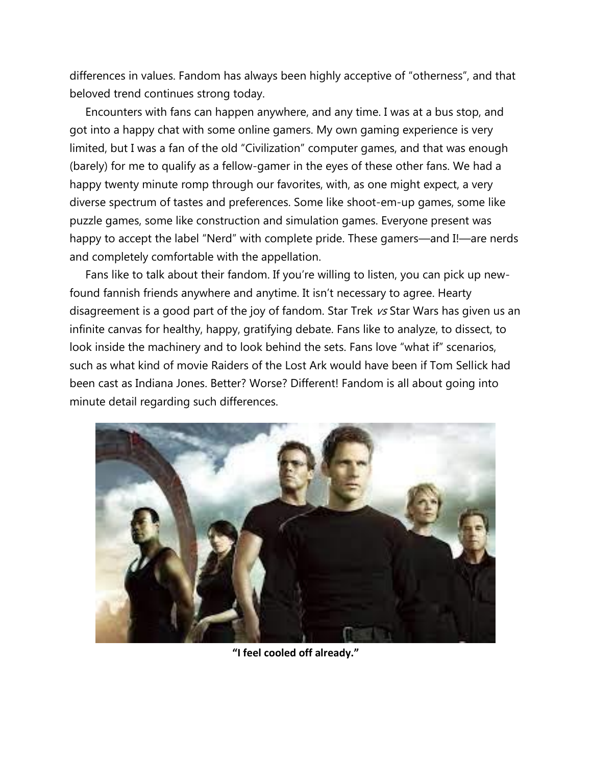differences in values. Fandom has always been highly acceptive of "otherness", and that beloved trend continues strong today.

Encounters with fans can happen anywhere, and any time. I was at a bus stop, and got into a happy chat with some online gamers. My own gaming experience is very limited, but I was a fan of the old "Civilization" computer games, and that was enough (barely) for me to qualify as a fellow-gamer in the eyes of these other fans. We had a happy twenty minute romp through our favorites, with, as one might expect, a very diverse spectrum of tastes and preferences. Some like shoot-em-up games, some like puzzle games, some like construction and simulation games. Everyone present was happy to accept the label "Nerd" with complete pride. These gamers—and I!—are nerds and completely comfortable with the appellation.

Fans like to talk about their fandom. If you're willing to listen, you can pick up new-found fannish friends anywhere and anytime. It isn't necessary to agree. Hearty disagreement is a good part of the joy of fandom. Star Trek *vs* Star Wars has given us an infinite canvas for healthy, happy, gratifying debate. Fans like to analyze, to dissect, to look inside the machinery and to look behind the sets. Fans love "what if" scenarios, such as what kind of movie Raiders of the Lost Ark would have been if Tom Sellick had been cast as Indiana Jones. Better? Worse? Different! Fandom is all about going into minute detail regarding such differences.

**"I feel cooled off already."**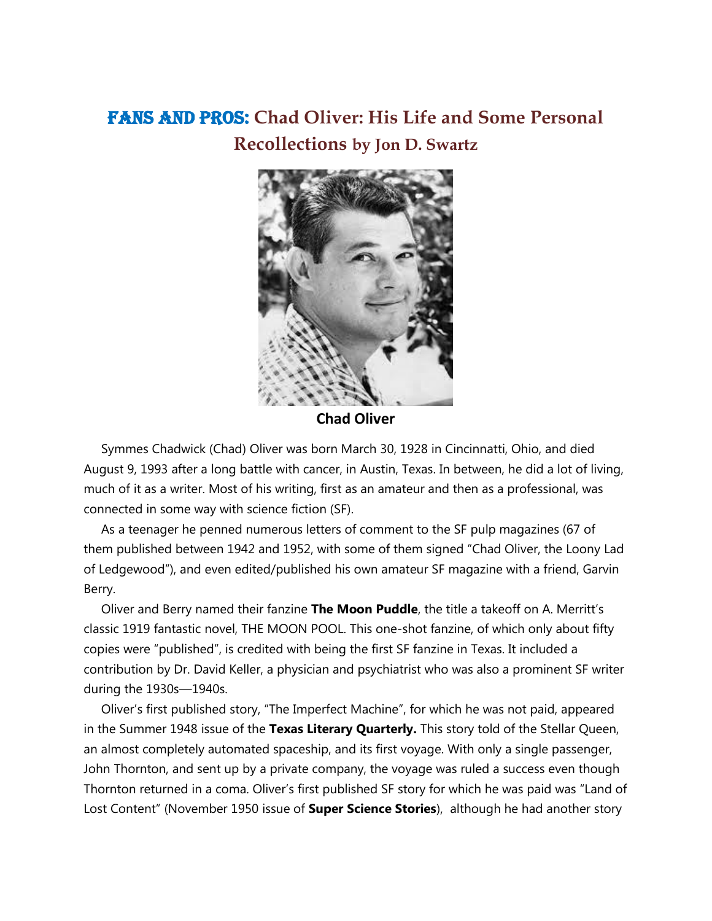# Fans and Pros: Chad Oliver: His Life and Some Personal Recollections by Jon D. Swartz

**Chad Oliver**

Symmes Chadwick (Chad) Oliver was born March 30, 1928 in Cincinnatti, Ohio, and died August 9, 1993 after a long battle with cancer, in Austin, Texas. In between, he did a lot of living, much of it as a writer. Most of his writing, first as an amateur and then as a professional, was connected in some way with science fiction (SF).

As a teenager he penned numerous letters of comment to the SF pulp magazines (67 of them published between 1942 and 1952, with some of them signed "Chad Oliver, the Loony Lad of Ledgewood"), and even edited/published his own amateur SF magazine with a friend, Garvin Berry.

Oliver and Berry named their fanzine **The Moon Puddle**, the title a takeoff on A. Merritt's classic 1919 fantastic novel, THE MOON POOL. This one-shot fanzine, of which only about fifty copies were "published", is credited with being the first SF fanzine in Texas. It included a contribution by Dr. David Keller, a physician and psychiatrist who was also a prominent SF writer during the 1930s—1940s.

Oliver's first published story, "The Imperfect Machine", for which he was not paid, appeared in the Summer 1948 issue of the **Texas Literary Quarterly.** This story told of the Stellar Queen, an almost completely automated spaceship, and its first voyage. With only a single passenger, John Thornton, and sent up by a private company, the voyage was ruled a success even though Thornton returned in a coma. Oliver's first published SF story for which he was paid was "Land of Lost Content" (November 1950 issue of **Super Science Stories**), although he had another story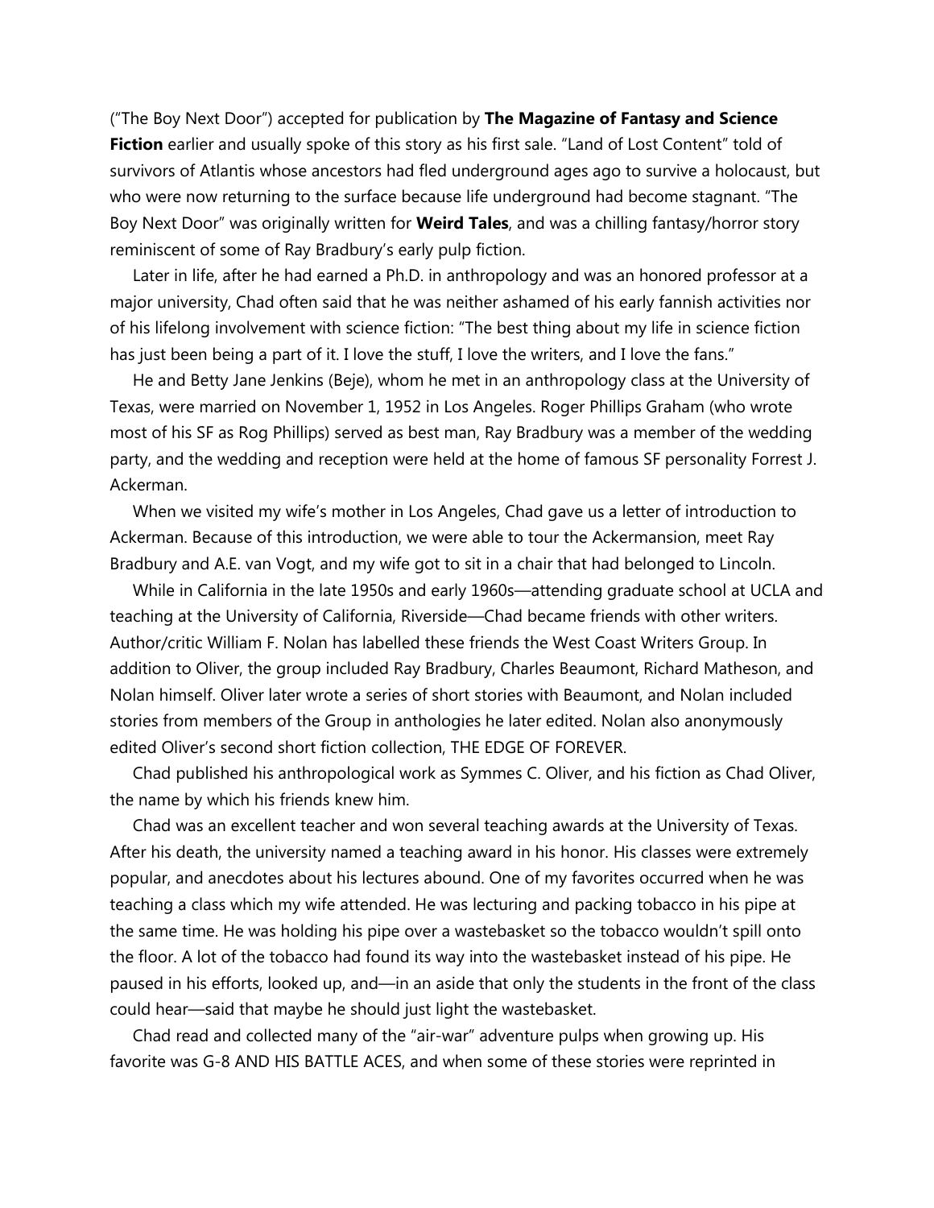("The Boy Next Door") accepted for publication by **The Magazine of Fantasy and Science Fiction** earlier and usually spoke of this story as his first sale. "Land of Lost Content" told of survivors of Atlantis whose ancestors had fled underground ages ago to survive a holocaust, but who were now returning to the surface because life underground had become stagnant. "The Boy Next Door" was originally written for **Weird Tales**, and was a chilling fantasy/horror story reminiscent of some of Ray Bradbury's early pulp fiction.

Later in life, after he had earned a Ph.D. in anthropology and was an honored professor at a major university, Chad often said that he was neither ashamed of his early fannish activities nor of his lifelong involvement with science fiction: "The best thing about my life in science fiction has just been being a part of it. I love the stuff, I love the writers, and I love the fans."

He and Betty Jane Jenkins (Beje), whom he met in an anthropology class at the University of Texas, were married on November 1, 1952 in Los Angeles. Roger Phillips Graham (who wrote most of his SF as Rog Phillips) served as best man, Ray Bradbury was a member of the wedding party, and the wedding and reception were held at the home of famous SF personality Forrest J. Ackerman.

When we visited my wife's mother in Los Angeles, Chad gave us a letter of introduction to Ackerman. Because of this introduction, we were able to tour the Ackermansion, meet Ray Bradbury and A.E. van Vogt, and my wife got to sit in a chair that had belonged to Lincoln.

While in California in the late 1950s and early 1960s—attending graduate school at UCLA and teaching at the University of California, Riverside—Chad became friends with other writers. Author/critic William F. Nolan has labelled these friends the West Coast Writers Group. In addition to Oliver, the group included Ray Bradbury, Charles Beaumont, Richard Matheson, and Nolan himself. Oliver later wrote a series of short stories with Beaumont, and Nolan included stories from members of the Group in anthologies he later edited. Nolan also anonymously edited Oliver's second short fiction collection, THE EDGE OF FOREVER.

Chad published his anthropological work as Symmes C. Oliver, and his fiction as Chad Oliver, the name by which his friends knew him.

Chad was an excellent teacher and won several teaching awards at the University of Texas. After his death, the university named a teaching award in his honor. His classes were extremely popular, and anecdotes about his lectures abound. One of my favorites occurred when he was teaching a class which my wife attended. He was lecturing and packing tobacco in his pipe at the same time. He was holding his pipe over a wastebasket so the tobacco wouldn't spill onto the floor. A lot of the tobacco had found its way into the wastebasket instead of his pipe. He paused in his efforts, looked up, and—in an aside that only the students in the front of the class could hear—said that maybe he should just light the wastebasket.

Chad read and collected many of the "air-war" adventure pulps when growing up. His favorite was G-8 AND HIS BATTLE ACES, and when some of these stories were reprinted in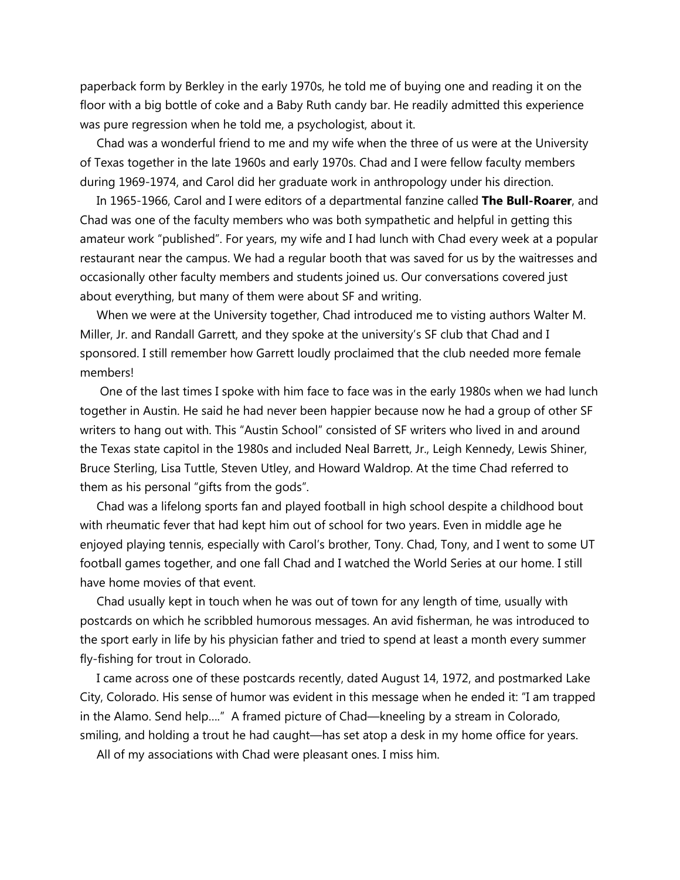paperback form by Berkley in the early 1970s, he told me of buying one and reading it on the floor with a big bottle of coke and a Baby Ruth candy bar. He readily admitted this experience was pure regression when he told me, a psychologist, about it.

Chad was a wonderful friend to me and my wife when the three of us were at the University of Texas together in the late 1960s and early 1970s. Chad and I were fellow faculty members during 1969-1974, and Carol did her graduate work in anthropology under his direction.

In 1965-1966, Carol and I were editors of a departmental fanzine called **The Bull-Roarer**, and Chad was one of the faculty members who was both sympathetic and helpful in getting this amateur work "published". For years, my wife and I had lunch with Chad every week at a popular restaurant near the campus. We had a regular booth that was saved for us by the waitresses and occasionally other faculty members and students joined us. Our conversations covered just about everything, but many of them were about SF and writing.

When we were at the University together, Chad introduced me to visting authors Walter M. Miller, Jr. and Randall Garrett, and they spoke at the university's SF club that Chad and I sponsored. I still remember how Garrett loudly proclaimed that the club needed more female members!

One of the last times I spoke with him face to face was in the early 1980s when we had lunch together in Austin. He said he had never been happier because now he had a group of other SF writers to hang out with. This "Austin School" consisted of SF writers who lived in and around the Texas state capitol in the 1980s and included Neal Barrett, Jr., Leigh Kennedy, Lewis Shiner, Bruce Sterling, Lisa Tuttle, Steven Utley, and Howard Waldrop. At the time Chad referred to them as his personal "gifts from the gods".

Chad was a lifelong sports fan and played football in high school despite a childhood bout with rheumatic fever that had kept him out of school for two years. Even in middle age he enjoyed playing tennis, especially with Carol's brother, Tony. Chad, Tony, and I went to some UT football games together, and one fall Chad and I watched the World Series at our home. I still have home movies of that event.

Chad usually kept in touch when he was out of town for any length of time, usually with postcards on which he scribbled humorous messages. An avid fisherman, he was introduced to the sport early in life by his physician father and tried to spend at least a month every summer fly-fishing for trout in Colorado.

I came across one of these postcards recently, dated August 14, 1972, and postmarked Lake City, Colorado. His sense of humor was evident in this message when he ended it: "I am trapped in the Alamo. Send help…." A framed picture of Chad—kneeling by a stream in Colorado, smiling, and holding a trout he had caught—has set atop a desk in my home office for years.

All of my associations with Chad were pleasant ones. I miss him.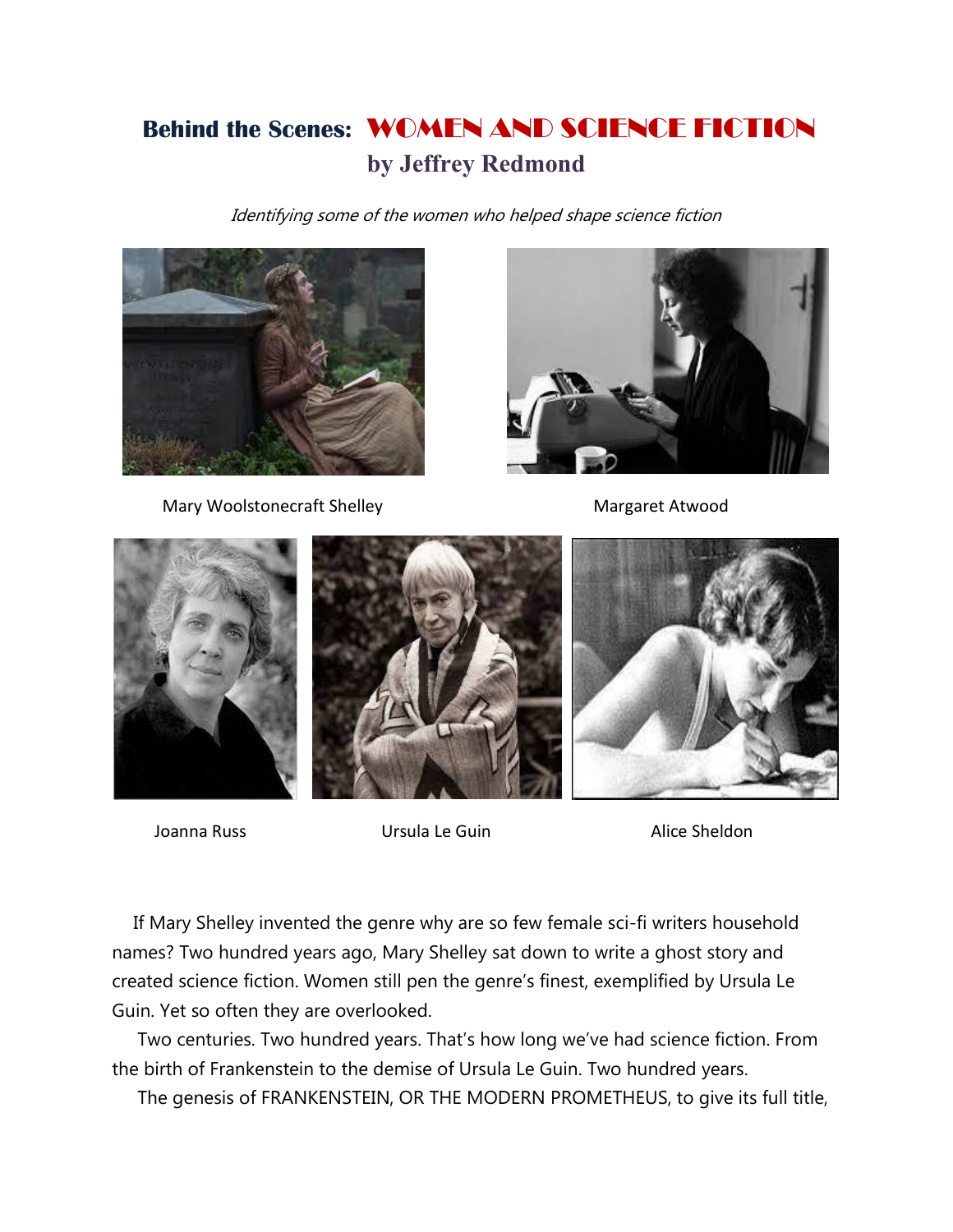# Behind the Scenes: WOMEN AND SCIENCE FICTION
## by Jeffrey Redmond

*Identifying some of the women who helped shape science fiction*

Mary Woolstonecraft Shelley

Margaret Atwood

Joanna Russ

Ursula Le Guin

Alice Sheldon

If Mary Shelley invented the genre why are so few female sci-fi writers household names? Two hundred years ago, Mary Shelley sat down to write a ghost story and created science fiction. Women still pen the genre's finest, exemplified by Ursula Le Guin. Yet so often they are overlooked.

Two centuries. Two hundred years. That's how long we've had science fiction. From the birth of Frankenstein to the demise of Ursula Le Guin. Two hundred years.

The genesis of FRANKENSTEIN, OR THE MODERN PROMETHEUS, to give its full title,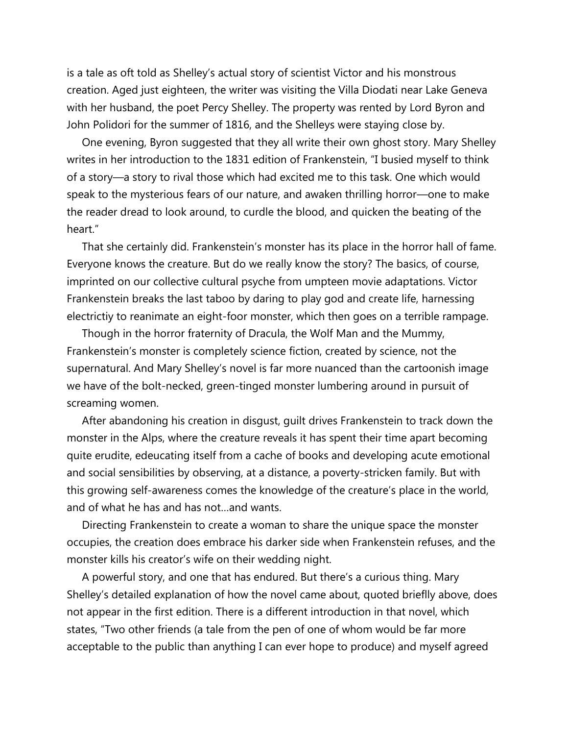is a tale as oft told as Shelley's actual story of scientist Victor and his monstrous creation. Aged just eighteen, the writer was visiting the Villa Diodati near Lake Geneva with her husband, the poet Percy Shelley. The property was rented by Lord Byron and John Polidori for the summer of 1816, and the Shelleys were staying close by.

One evening, Byron suggested that they all write their own ghost story. Mary Shelley writes in her introduction to the 1831 edition of Frankenstein, "I busied myself to think of a story—a story to rival those which had excited me to this task. One which would speak to the mysterious fears of our nature, and awaken thrilling horror—one to make the reader dread to look around, to curdle the blood, and quicken the beating of the heart."

That she certainly did. Frankenstein's monster has its place in the horror hall of fame. Everyone knows the creature. But do we really know the story? The basics, of course, imprinted on our collective cultural psyche from umpteen movie adaptations. Victor Frankenstein breaks the last taboo by daring to play god and create life, harnessing electrictiy to reanimate an eight-foor monster, which then goes on a terrible rampage.

Though in the horror fraternity of Dracula, the Wolf Man and the Mummy, Frankenstein's monster is completely science fiction, created by science, not the supernatural. And Mary Shelley's novel is far more nuanced than the cartoonish image we have of the bolt-necked, green-tinged monster lumbering around in pursuit of screaming women.

After abandoning his creation in disgust, guilt drives Frankenstein to track down the monster in the Alps, where the creature reveals it has spent their time apart becoming quite erudite, edeucating itself from a cache of books and developing acute emotional and social sensibilities by observing, at a distance, a poverty-stricken family. But with this growing self-awareness comes the knowledge of the creature's place in the world, and of what he has and has not…and wants.

Directing Frankenstein to create a woman to share the unique space the monster occupies, the creation does embrace his darker side when Frankenstein refuses, and the monster kills his creator's wife on their wedding night.

A powerful story, and one that has endured. But there's a curious thing. Mary Shelley's detailed explanation of how the novel came about, quoted brieflly above, does not appear in the first edition. There is a different introduction in that novel, which states, "Two other friends (a tale from the pen of one of whom would be far more acceptable to the public than anything I can ever hope to produce) and myself agreed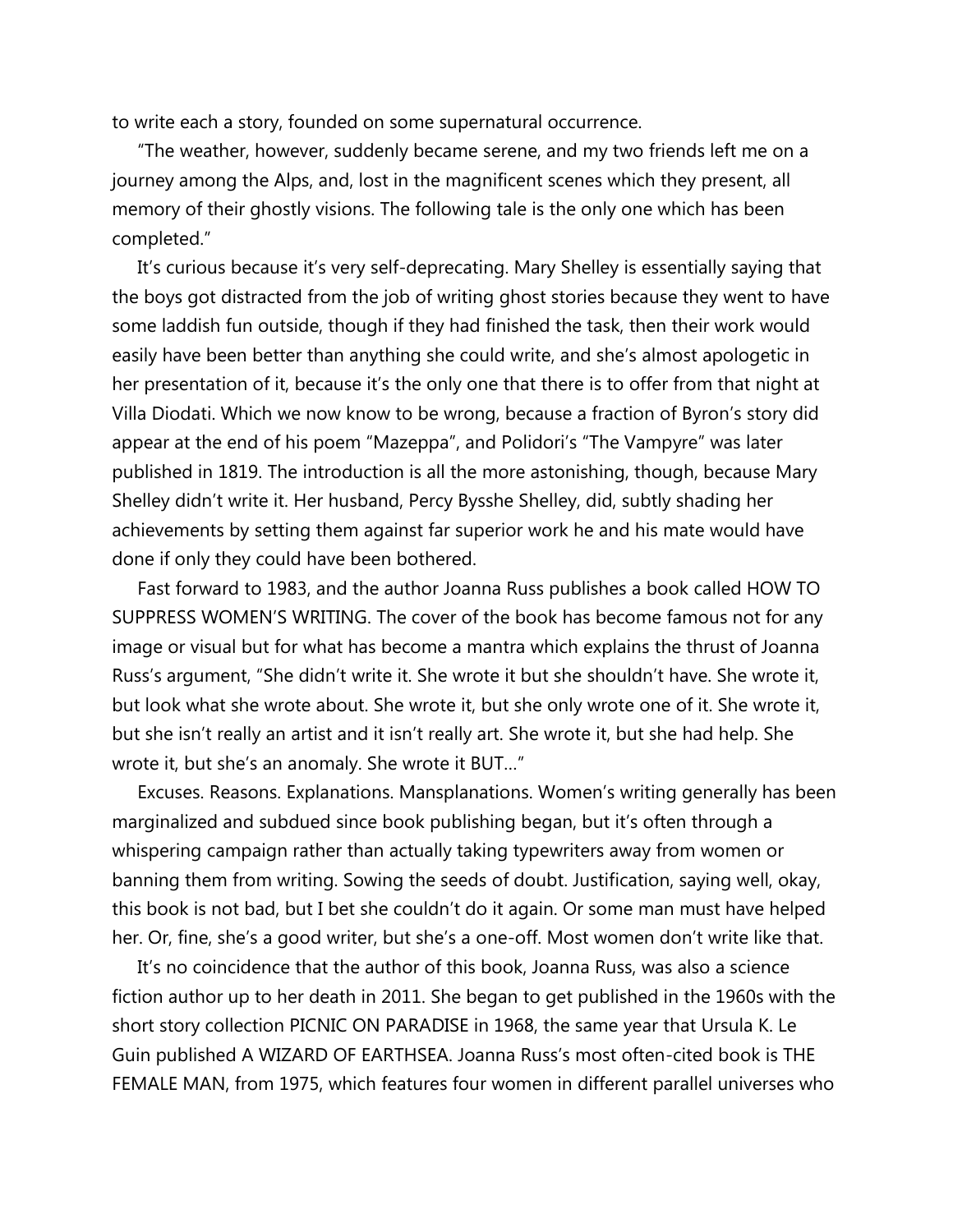to write each a story, founded on some supernatural occurrence.

"The weather, however, suddenly became serene, and my two friends left me on a journey among the Alps, and, lost in the magnificent scenes which they present, all memory of their ghostly visions. The following tale is the only one which has been completed."

It's curious because it's very self-deprecating. Mary Shelley is essentially saying that the boys got distracted from the job of writing ghost stories because they went to have some laddish fun outside, though if they had finished the task, then their work would easily have been better than anything she could write, and she's almost apologetic in her presentation of it, because it's the only one that there is to offer from that night at Villa Diodati. Which we now know to be wrong, because a fraction of Byron's story did appear at the end of his poem "Mazeppa", and Polidori's "The Vampyre" was later published in 1819. The introduction is all the more astonishing, though, because Mary Shelley didn't write it. Her husband, Percy Bysshe Shelley, did, subtly shading her achievements by setting them against far superior work he and his mate would have done if only they could have been bothered.

Fast forward to 1983, and the author Joanna Russ publishes a book called HOW TO SUPPRESS WOMEN'S WRITING. The cover of the book has become famous not for any image or visual but for what has become a mantra which explains the thrust of Joanna Russ's argument, "She didn't write it. She wrote it but she shouldn't have. She wrote it, but look what she wrote about. She wrote it, but she only wrote one of it. She wrote it, but she isn't really an artist and it isn't really art. She wrote it, but she had help. She wrote it, but she's an anomaly. She wrote it BUT…"

Excuses. Reasons. Explanations. Mansplanations. Women's writing generally has been marginalized and subdued since book publishing began, but it's often through a whispering campaign rather than actually taking typewriters away from women or banning them from writing. Sowing the seeds of doubt. Justification, saying well, okay, this book is not bad, but I bet she couldn't do it again. Or some man must have helped her. Or, fine, she's a good writer, but she's a one-off. Most women don't write like that.

It's no coincidence that the author of this book, Joanna Russ, was also a science fiction author up to her death in 2011. She began to get published in the 1960s with the short story collection PICNIC ON PARADISE in 1968, the same year that Ursula K. Le Guin published A WIZARD OF EARTHSEA. Joanna Russ's most often-cited book is THE FEMALE MAN, from 1975, which features four women in different parallel universes who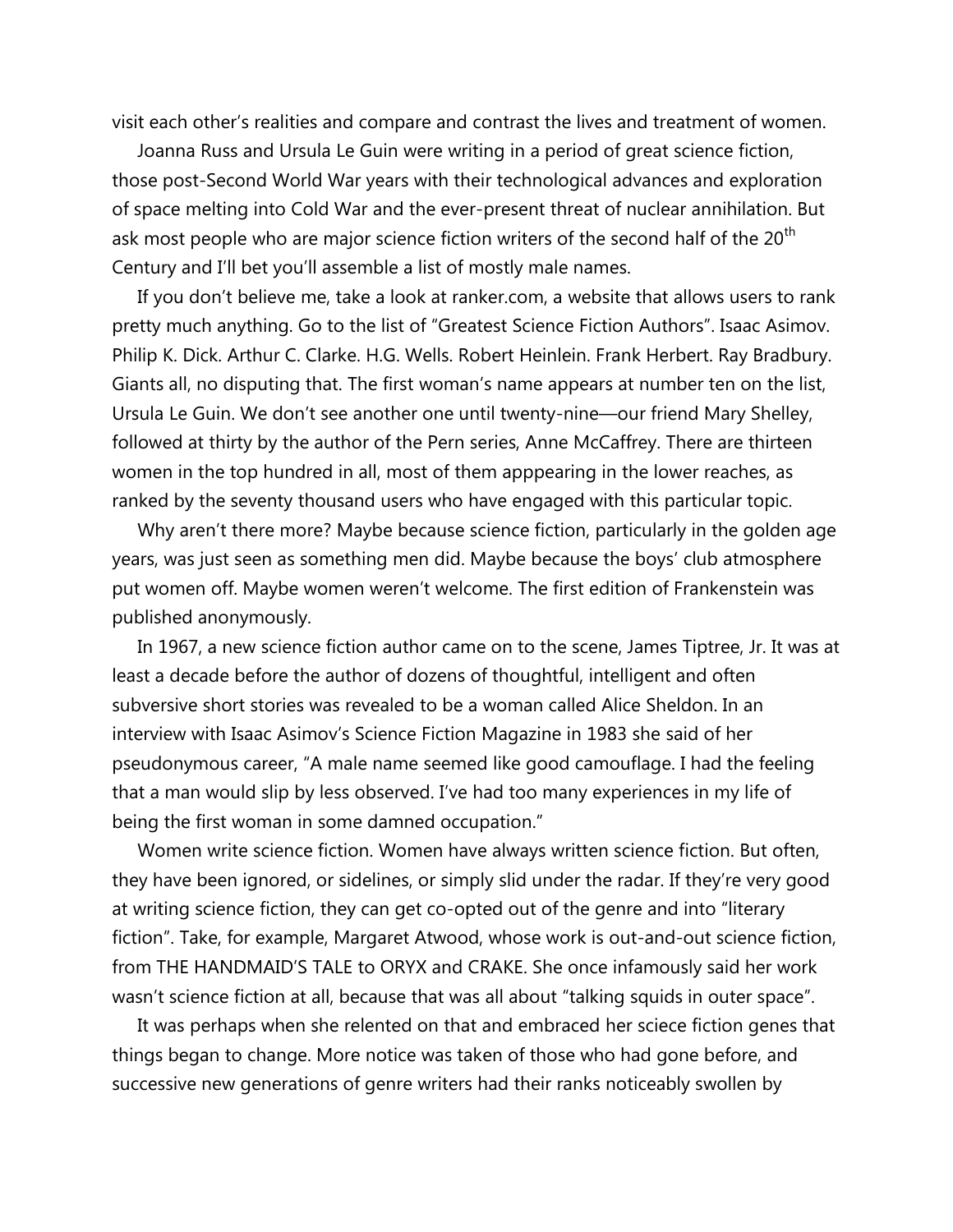visit each other's realities and compare and contrast the lives and treatment of women.

Joanna Russ and Ursula Le Guin were writing in a period of great science fiction, those post-Second World War years with their technological advances and exploration of space melting into Cold War and the ever-present threat of nuclear annihilation. But ask most people who are major science fiction writers of the second half of the 20th Century and I'll bet you'll assemble a list of mostly male names.

If you don't believe me, take a look at ranker.com, a website that allows users to rank pretty much anything. Go to the list of "Greatest Science Fiction Authors". Isaac Asimov. Philip K. Dick. Arthur C. Clarke. H.G. Wells. Robert Heinlein. Frank Herbert. Ray Bradbury. Giants all, no disputing that. The first woman's name appears at number ten on the list, Ursula Le Guin. We don't see another one until twenty-nine—our friend Mary Shelley, followed at thirty by the author of the Pern series, Anne McCaffrey. There are thirteen women in the top hundred in all, most of them apppearing in the lower reaches, as ranked by the seventy thousand users who have engaged with this particular topic.

Why aren't there more? Maybe because science fiction, particularly in the golden age years, was just seen as something men did. Maybe because the boys' club atmosphere put women off. Maybe women weren't welcome. The first edition of Frankenstein was published anonymously.

In 1967, a new science fiction author came on to the scene, James Tiptree, Jr. It was at least a decade before the author of dozens of thoughtful, intelligent and often subversive short stories was revealed to be a woman called Alice Sheldon. In an interview with Isaac Asimov's Science Fiction Magazine in 1983 she said of her pseudonymous career, "A male name seemed like good camouflage. I had the feeling that a man would slip by less observed. I've had too many experiences in my life of being the first woman in some damned occupation."

Women write science fiction. Women have always written science fiction. But often, they have been ignored, or sidelines, or simply slid under the radar. If they're very good at writing science fiction, they can get co-opted out of the genre and into "literary fiction". Take, for example, Margaret Atwood, whose work is out-and-out science fiction, from THE HANDMAID'S TALE to ORYX and CRAKE. She once infamously said her work wasn't science fiction at all, because that was all about "talking squids in outer space".

It was perhaps when she relented on that and embraced her sciece fiction genes that things began to change. More notice was taken of those who had gone before, and successive new generations of genre writers had their ranks noticeably swollen by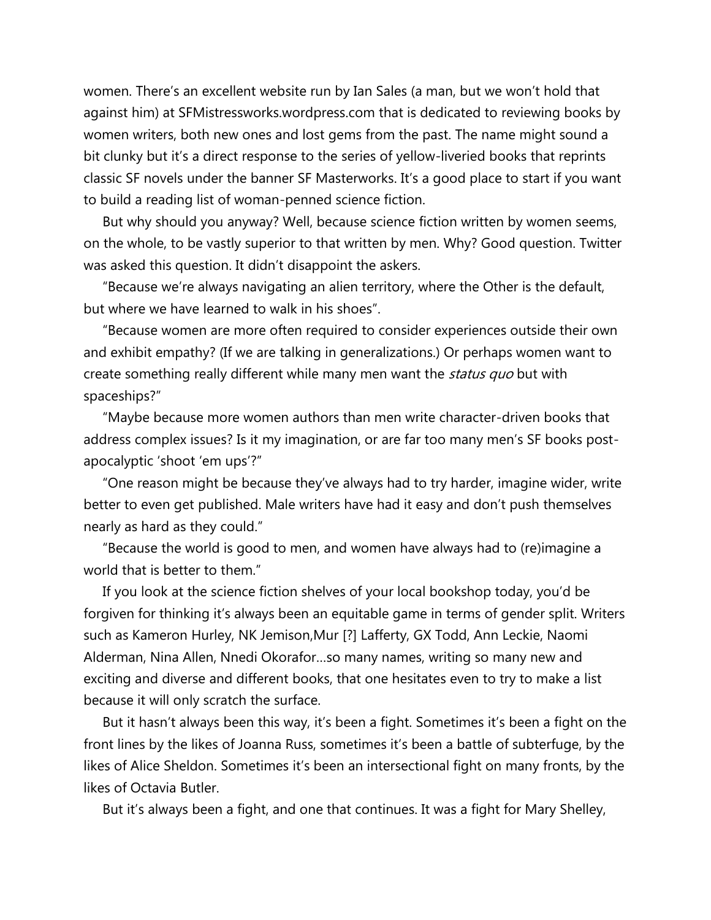women. There's an excellent website run by Ian Sales (a man, but we won't hold that against him) at SFMistressworks.wordpress.com that is dedicated to reviewing books by women writers, both new ones and lost gems from the past. The name might sound a bit clunky but it's a direct response to the series of yellow-liveried books that reprints classic SF novels under the banner SF Masterworks. It's a good place to start if you want to build a reading list of woman-penned science fiction.

But why should you anyway? Well, because science fiction written by women seems, on the whole, to be vastly superior to that written by men. Why? Good question. Twitter was asked this question. It didn't disappoint the askers.

"Because we're always navigating an alien territory, where the Other is the default, but where we have learned to walk in his shoes".

"Because women are more often required to consider experiences outside their own and exhibit empathy? (If we are talking in generalizations.) Or perhaps women want to create something really different while many men want the *status quo* but with spaceships?"

"Maybe because more women authors than men write character-driven books that address complex issues? Is it my imagination, or are far too many men's SF books post-apocalyptic 'shoot 'em ups'?"

"One reason might be because they've always had to try harder, imagine wider, write better to even get published. Male writers have had it easy and don't push themselves nearly as hard as they could."

"Because the world is good to men, and women have always had to (re)imagine a world that is better to them."

If you look at the science fiction shelves of your local bookshop today, you'd be forgiven for thinking it's always been an equitable game in terms of gender split. Writers such as Kameron Hurley, NK Jemison,Mur [?] Lafferty, GX Todd, Ann Leckie, Naomi Alderman, Nina Allen, Nnedi Okorafor…so many names, writing so many new and exciting and diverse and different books, that one hesitates even to try to make a list because it will only scratch the surface.

But it hasn't always been this way, it's been a fight. Sometimes it's been a fight on the front lines by the likes of Joanna Russ, sometimes it's been a battle of subterfuge, by the likes of Alice Sheldon. Sometimes it's been an intersectional fight on many fronts, by the likes of Octavia Butler.

But it's always been a fight, and one that continues. It was a fight for Mary Shelley,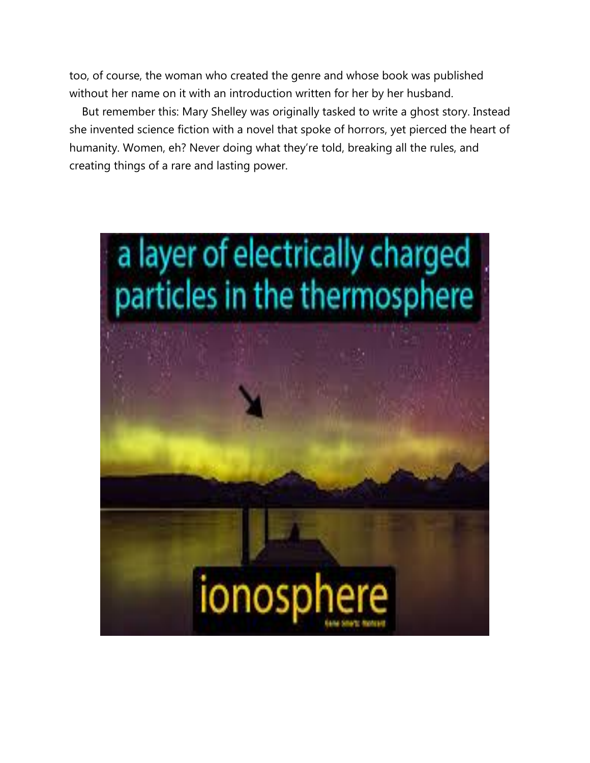too, of course, the woman who created the genre and whose book was published without her name on it with an introduction written for her by her husband.

But remember this: Mary Shelley was originally tasked to write a ghost story. Instead she invented science fiction with a novel that spoke of horrors, yet pierced the heart of humanity. Women, eh? Never doing what they're told, breaking all the rules, and creating things of a rare and lasting power.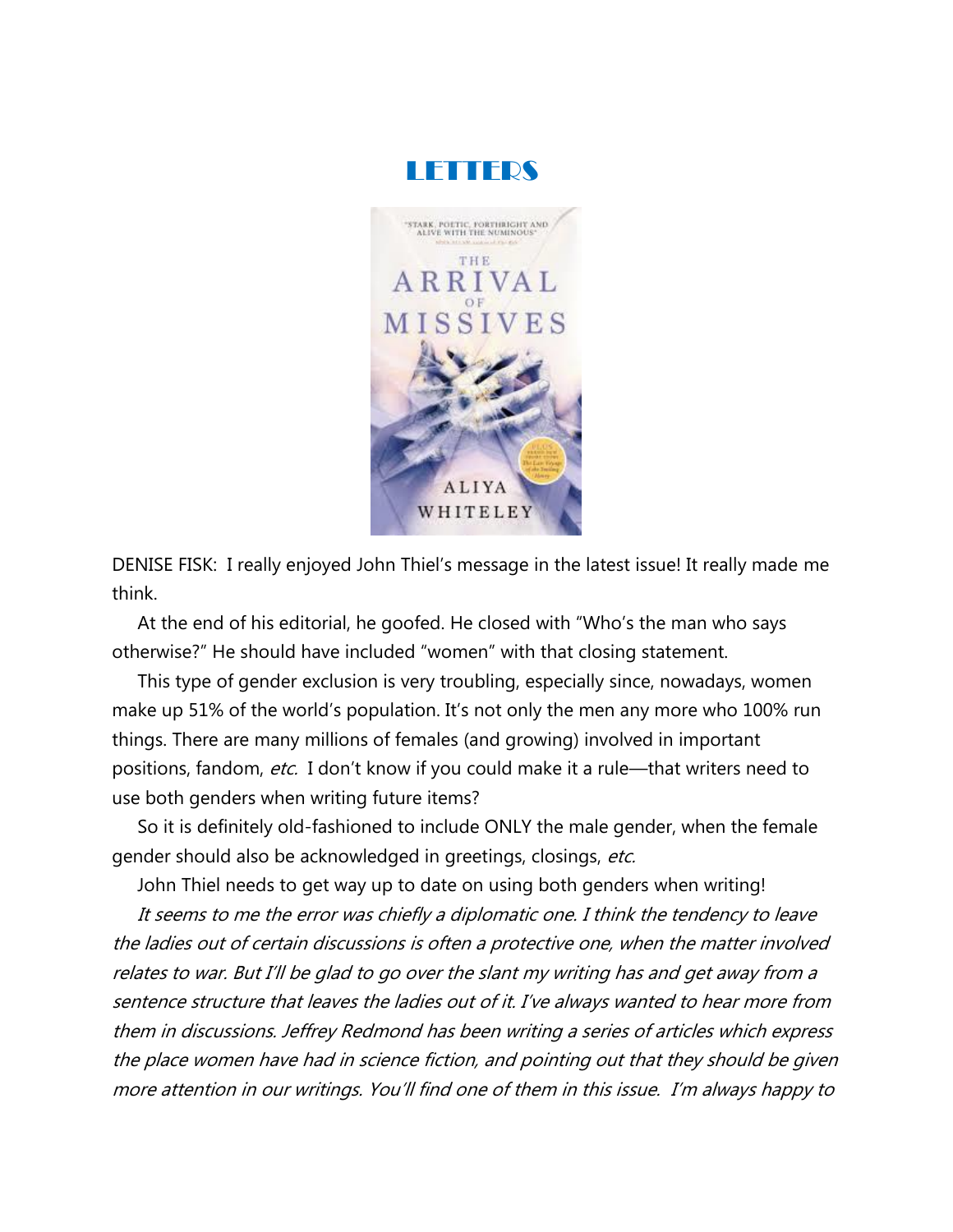# LETTERS

DENISE FISK: I really enjoyed John Thiel's message in the latest issue! It really made me think.

At the end of his editorial, he goofed. He closed with "Who's the man who says otherwise?" He should have included "women" with that closing statement.

This type of gender exclusion is very troubling, especially since, nowadays, women make up 51% of the world's population. It's not only the men any more who 100% run things. There are many millions of females (and growing) involved in important positions, fandom, *etc.* I don't know if you could make it a rule—that writers need to use both genders when writing future items?

So it is definitely old-fashioned to include ONLY the male gender, when the female gender should also be acknowledged in greetings, closings, *etc.*

John Thiel needs to get way up to date on using both genders when writing!

*It seems to me the error was chiefly a diplomatic one. I think the tendency to leave the ladies out of certain discussions is often a protective one, when the matter involved relates to war. But I'll be glad to go over the slant my writing has and get away from a sentence structure that leaves the ladies out of it. I've always wanted to hear more from them in discussions. Jeffrey Redmond has been writing a series of articles which express the place women have had in science fiction, and pointing out that they should be given more attention in our writings. You'll find one of them in this issue. I'm always happy to*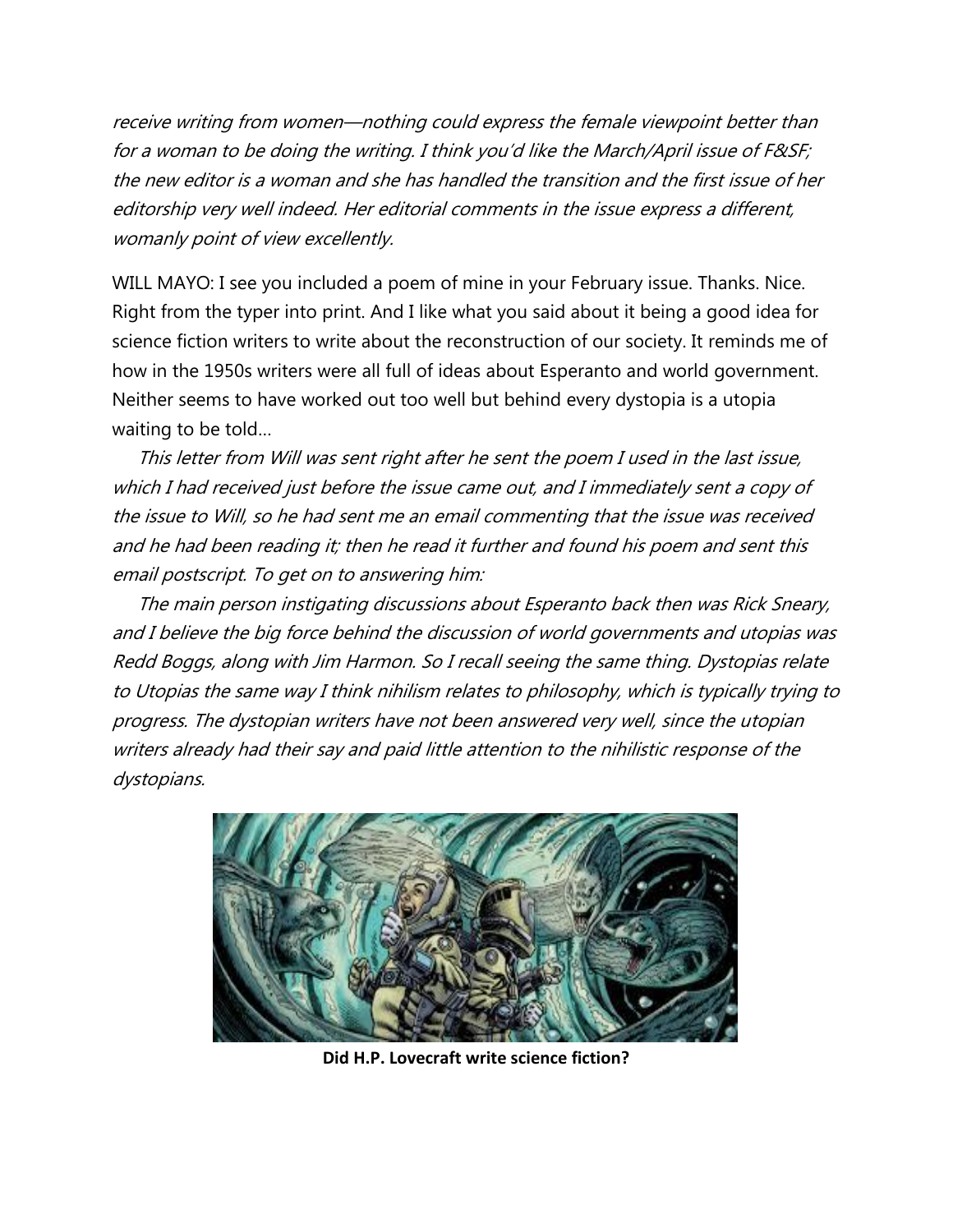*receive writing from women—nothing could express the female viewpoint better than for a woman to be doing the writing. I think you'd like the March/April issue of F&SF; the new editor is a woman and she has handled the transition and the first issue of her editorship very well indeed. Her editorial comments in the issue express a different, womanly point of view excellently.*

WILL MAYO: I see you included a poem of mine in your February issue. Thanks. Nice. Right from the typer into print. And I like what you said about it being a good idea for science fiction writers to write about the reconstruction of our society. It reminds me of how in the 1950s writers were all full of ideas about Esperanto and world government. Neither seems to have worked out too well but behind every dystopia is a utopia waiting to be told…

*This letter from Will was sent right after he sent the poem I used in the last issue, which I had received just before the issue came out, and I immediately sent a copy of the issue to Will, so he had sent me an email commenting that the issue was received and he had been reading it; then he read it further and found his poem and sent this email postscript. To get on to answering him:*

*The main person instigating discussions about Esperanto back then was Rick Sneary, and I believe the big force behind the discussion of world governments and utopias was Redd Boggs, along with Jim Harmon. So I recall seeing the same thing. Dystopias relate to Utopias the same way I think nihilism relates to philosophy, which is typically trying to progress. The dystopian writers have not been answered very well, since the utopian writers already had their say and paid little attention to the nihilistic response of the dystopians.*

**Did H.P. Lovecraft write science fiction?**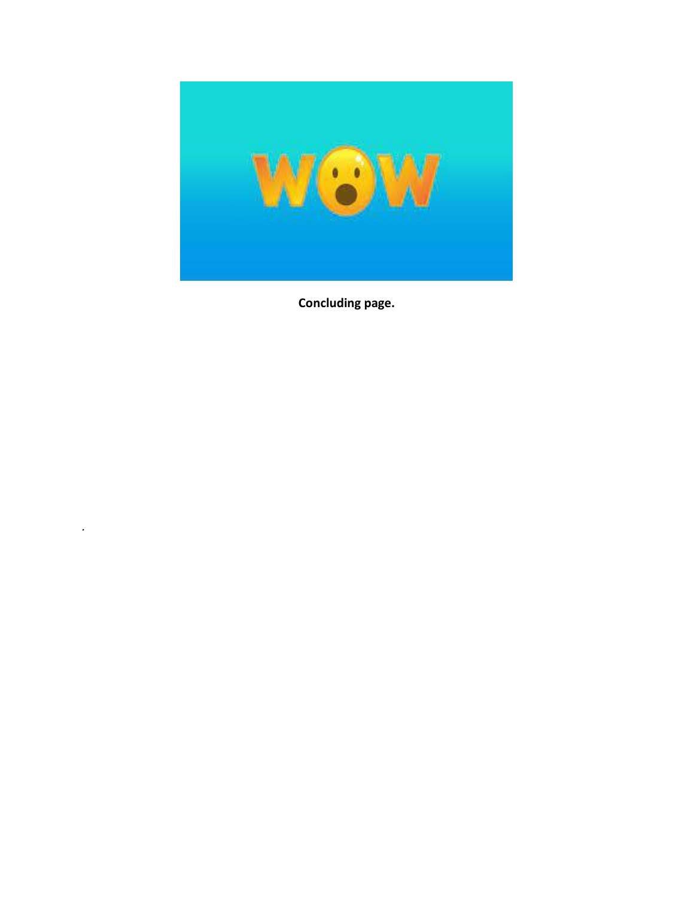**Concluding page.**